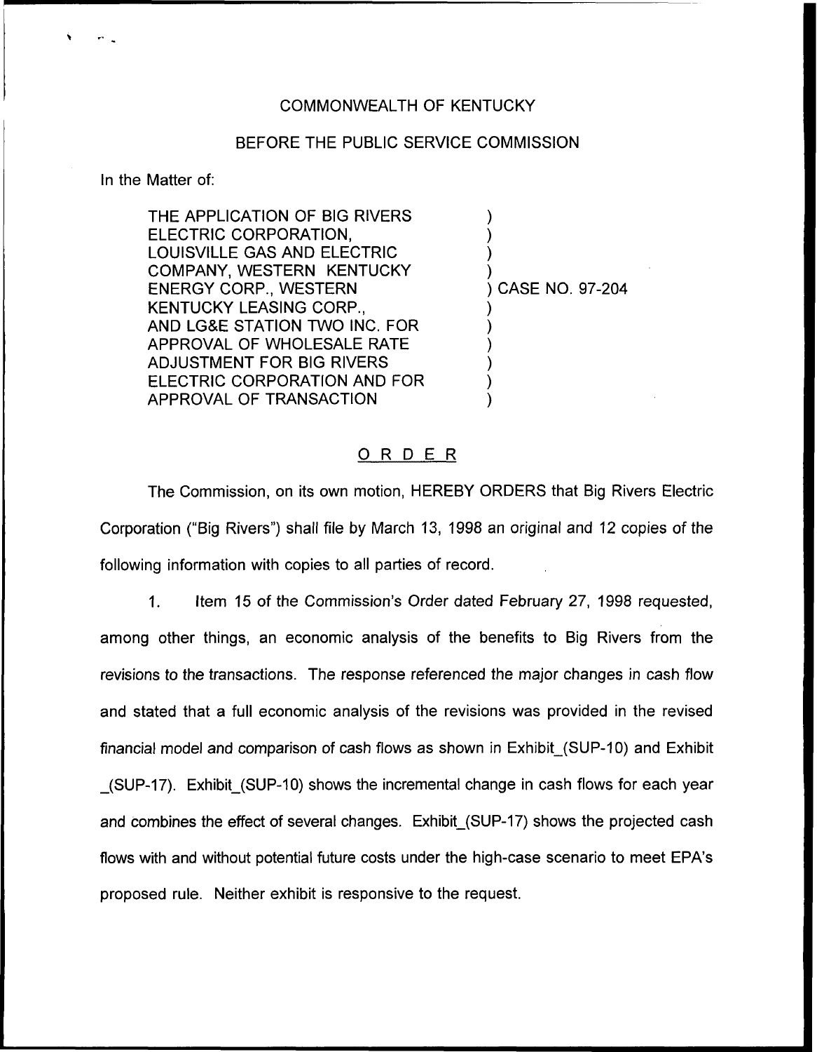COMMONWEALTH OF KENTUCKY

BEFORE THE PUBLIC SERVICE COMMISSION

In the Matter of:

THE APPLICATION OF BIG RIVERS ELECTRIC CORPORATION, LOUISVILLE GAS AND ELECTRIC COMPANY, WESTERN KENTUCKY ENERGY CORP., WESTERN KENTUCKY LEASING CORP., AND LG&E STATION TWO INC. FOR APPROVAL OF WHOLESALE RATE ADJUSTMENT FOR BIG RIVERS ELECTRIC CORPORATION AND FOR APPROVAL OF TRANSACTION ) CASE NO. 97-204

## O R D E R

The Commission, on its own motion, HEREBY ORDERS that Big Rivers Electric Corporation ("Big Rivers") shall file by March 13, 1998 an original and 12 copies of the following information with copies to all parties of record.

1. Item 15 of the Commission's Order dated February 27, 1998 requested, among other things, an economic analysis of the benefits to Big Rivers from the revisions to the transactions. The response referenced the major changes in cash flow and stated that a full economic analysis of the revisions was provided in the revised financial model and comparison of cash flows as shown in Exhibit_(SUP-10) and Exhibit _(SUP-17). Exhibit_(SUP-10) shows the incremental change in cash flows for each year and combines the effect of several changes. Exhibit_(SUP-17) shows the projected cash flows with and without potential future costs under the high-case scenario to meet EPA's proposed rule. Neither exhibit is responsive to the request.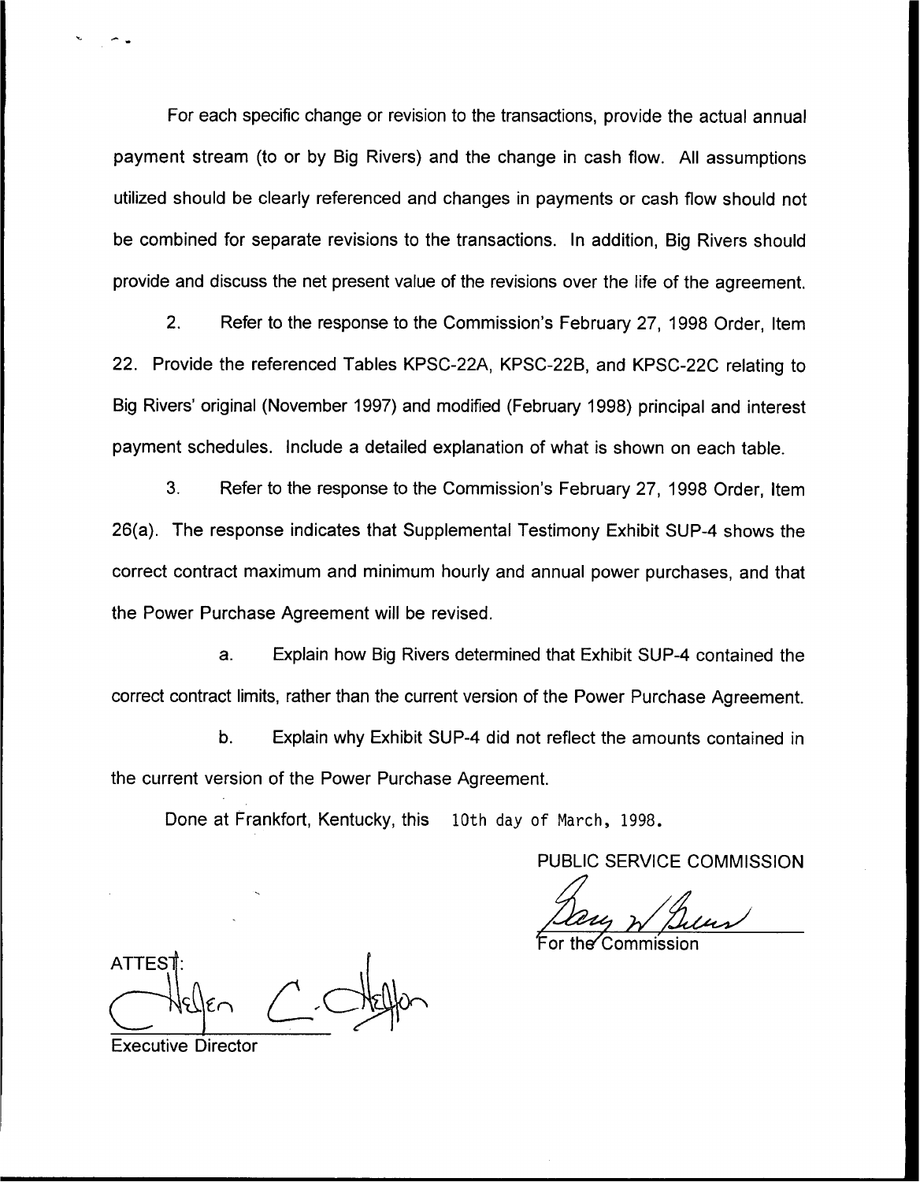For each specific change or revision to the transactions, provide the actual annual payment stream (to or by Big Rivers) and the change in cash flow. All assumptions utilized should be clearly referenced and changes in payments or cash flow should not be combined for separate revisions to the transactions. In addition, Big Rivers should provide and discuss the net present value of the revisions over the life of the agreement.

2. Refer to the response to the Commission's February 27, 1998 Order, Item 22. Provide the referenced Tables KPSC-22A, KPSC-22B, and KPSC-22C relating to Big Rivers' original (November 1997) and modified (February 1998) principal and interest payment schedules. Include a detailed explanation of what is shown on each table.

3. Refer to the response to the Commission's February 27, 1998 Order, Item 26(a). The response indicates that Supplemental Testimony Exhibit SUP-4 shows the correct contract maximum and minimum hourly and annual power purchases, and that the Power Purchase Agreement will be revised.

a. Explain how Big Rivers determined that Exhibit SUP-4 contained the correct contract limits, rather than the current version of the Power Purchase Agreement.

b. Explain why Exhibit SUP-4 did not reflect the amounts contained in the current version of the Power Purchase Agreement.

Done at Frankfort, Kentucky, this 10th day of March, 1998.

PUBLIC SERVICE COMMISSION

For the Commission

ATTEST:

Executive Director